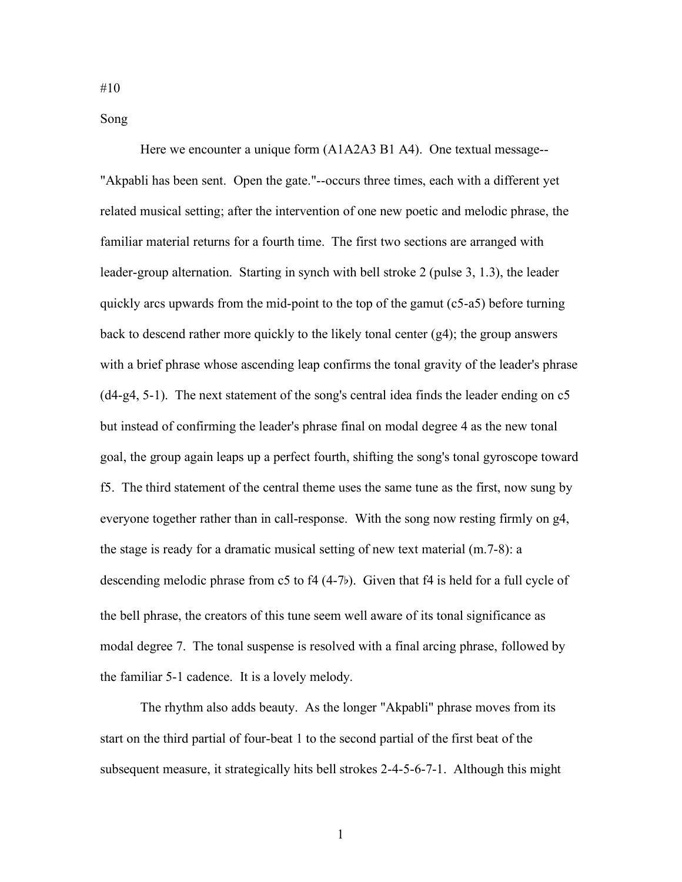#10

Song

Here we encounter a unique form (A1A2A3 B1 A4). One textual message--"Akpabli has been sent. Open the gate."--occurs three times, each with a different yet related musical setting; after the intervention of one new poetic and melodic phrase, the familiar material returns for a fourth time. The first two sections are arranged with leader-group alternation. Starting in synch with bell stroke 2 (pulse 3, 1.3), the leader quickly arcs upwards from the mid-point to the top of the gamut (c5-a5) before turning back to descend rather more quickly to the likely tonal center (g4); the group answers with a brief phrase whose ascending leap confirms the tonal gravity of the leader's phrase (d4-g4, 5-1). The next statement of the song's central idea finds the leader ending on c5 but instead of confirming the leader's phrase final on modal degree 4 as the new tonal goal, the group again leaps up a perfect fourth, shifting the song's tonal gyroscope toward f5. The third statement of the central theme uses the same tune as the first, now sung by everyone together rather than in call-response. With the song now resting firmly on g4, the stage is ready for a dramatic musical setting of new text material (m.7-8): a descending melodic phrase from c5 to f4 (4-7♭). Given that f4 is held for a full cycle of the bell phrase, the creators of this tune seem well aware of its tonal significance as modal degree 7. The tonal suspense is resolved with a final arcing phrase, followed by the familiar 5-1 cadence. It is a lovely melody.

The rhythm also adds beauty. As the longer "Akpabli" phrase moves from its start on the third partial of four-beat 1 to the second partial of the first beat of the subsequent measure, it strategically hits bell strokes 2-4-5-6-7-1. Although this might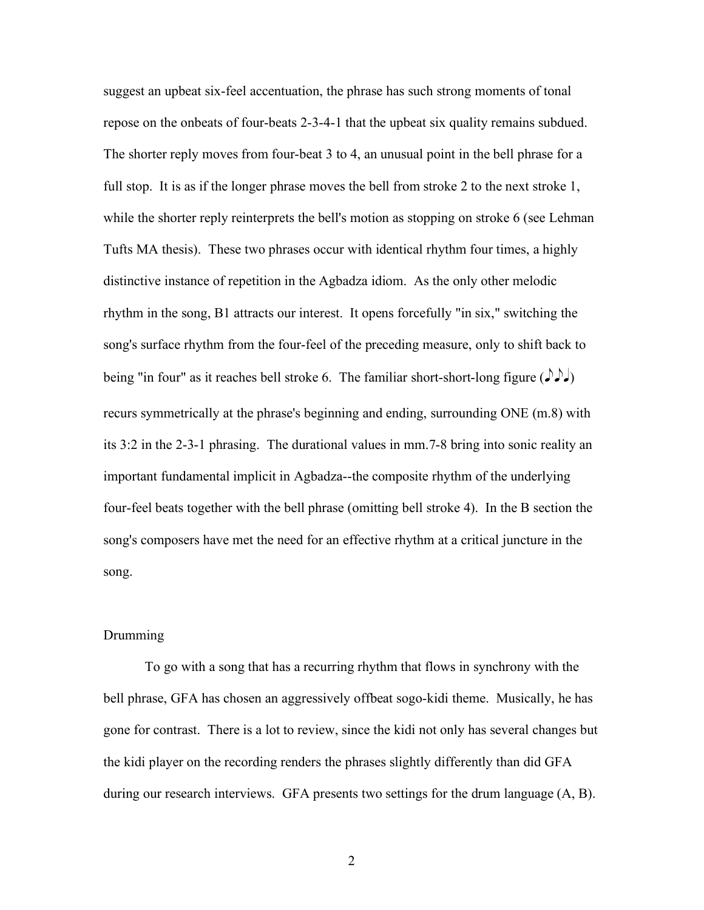suggest an upbeat six-feel accentuation, the phrase has such strong moments of tonal repose on the onbeats of four-beats 2-3-4-1 that the upbeat six quality remains subdued. The shorter reply moves from four-beat 3 to 4, an unusual point in the bell phrase for a full stop. It is as if the longer phrase moves the bell from stroke 2 to the next stroke 1, while the shorter reply reinterprets the bell's motion as stopping on stroke 6 (see Lehman Tufts MA thesis). These two phrases occur with identical rhythm four times, a highly distinctive instance of repetition in the Agbadza idiom. As the only other melodic rhythm in the song, B1 attracts our interest. It opens forcefully "in six," switching the song's surface rhythm from the four-feel of the preceding measure, only to shift back to being "in four" as it reaches bell stroke 6. The familiar short-short-long figure (♪♪♩) recurs symmetrically at the phrase's beginning and ending, surrounding ONE (m.8) with its 3:2 in the 2-3-1 phrasing. The durational values in mm.7-8 bring into sonic reality an important fundamental implicit in Agbadza--the composite rhythm of the underlying four-feel beats together with the bell phrase (omitting bell stroke 4). In the B section the song's composers have met the need for an effective rhythm at a critical juncture in the song.

## Drumming

To go with a song that has a recurring rhythm that flows in synchrony with the bell phrase, GFA has chosen an aggressively offbeat sogo-kidi theme. Musically, he has gone for contrast. There is a lot to review, since the kidi not only has several changes but the kidi player on the recording renders the phrases slightly differently than did GFA during our research interviews. GFA presents two settings for the drum language (A, B).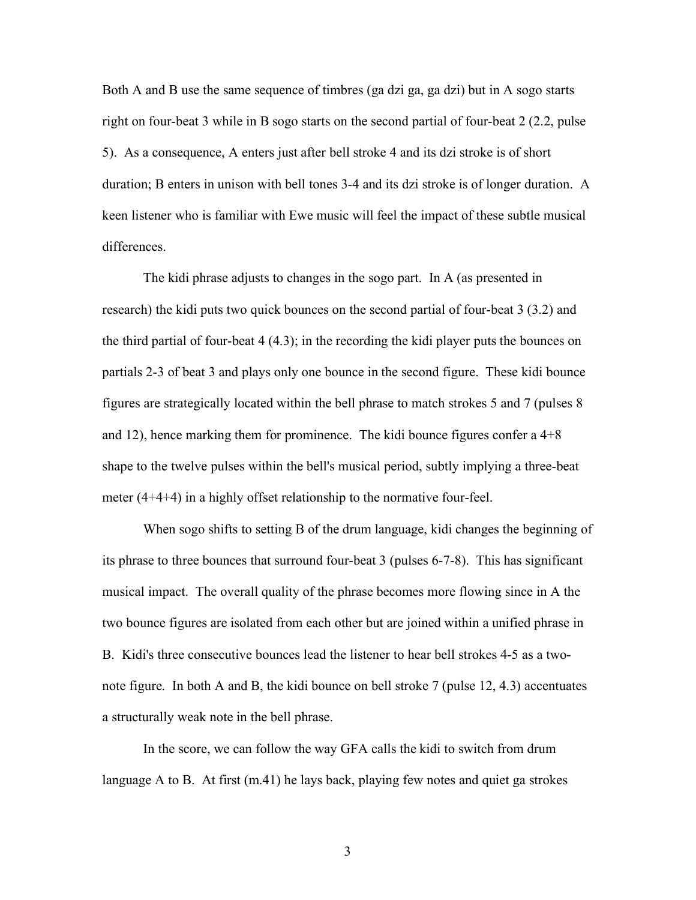Both A and B use the same sequence of timbres (ga dzi ga, ga dzi) but in A sogo starts right on four-beat 3 while in B sogo starts on the second partial of four-beat 2 (2.2, pulse 5). As a consequence, A enters just after bell stroke 4 and its dzi stroke is of short duration; B enters in unison with bell tones 3-4 and its dzi stroke is of longer duration. A keen listener who is familiar with Ewe music will feel the impact of these subtle musical differences.

The kidi phrase adjusts to changes in the sogo part. In A (as presented in research) the kidi puts two quick bounces on the second partial of four-beat 3 (3.2) and the third partial of four-beat 4 (4.3); in the recording the kidi player puts the bounces on partials 2-3 of beat 3 and plays only one bounce in the second figure. These kidi bounce figures are strategically located within the bell phrase to match strokes 5 and 7 (pulses 8 and 12), hence marking them for prominence. The kidi bounce figures confer a 4+8 shape to the twelve pulses within the bell's musical period, subtly implying a three-beat meter (4+4+4) in a highly offset relationship to the normative four-feel.

When sogo shifts to setting B of the drum language, kidi changes the beginning of its phrase to three bounces that surround four-beat 3 (pulses 6-7-8). This has significant musical impact. The overall quality of the phrase becomes more flowing since in A the two bounce figures are isolated from each other but are joined within a unified phrase in B. Kidi's three consecutive bounces lead the listener to hear bell strokes 4-5 as a two-note figure. In both A and B, the kidi bounce on bell stroke 7 (pulse 12, 4.3) accentuates a structurally weak note in the bell phrase.

In the score, we can follow the way GFA calls the kidi to switch from drum language A to B. At first (m.41) he lays back, playing few notes and quiet ga strokes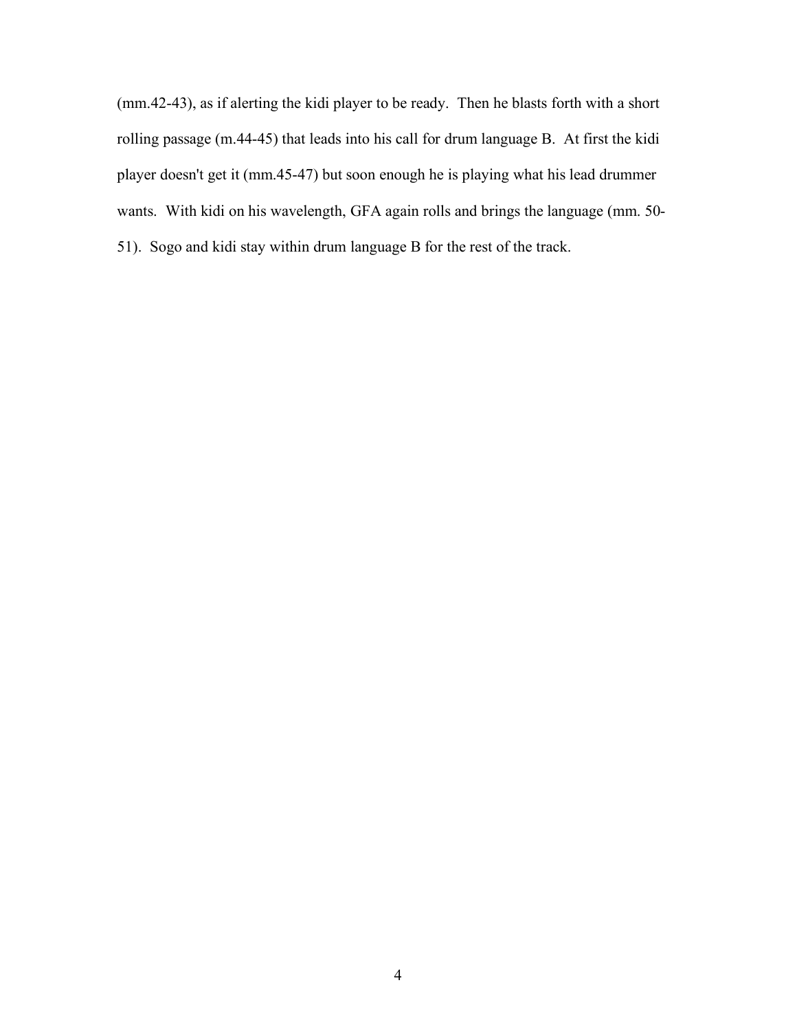(mm.42-43), as if alerting the kidi player to be ready. Then he blasts forth with a short rolling passage (m.44-45) that leads into his call for drum language B. At first the kidi player doesn't get it (mm.45-47) but soon enough he is playing what his lead drummer wants. With kidi on his wavelength, GFA again rolls and brings the language (mm. 50-51). Sogo and kidi stay within drum language B for the rest of the track.